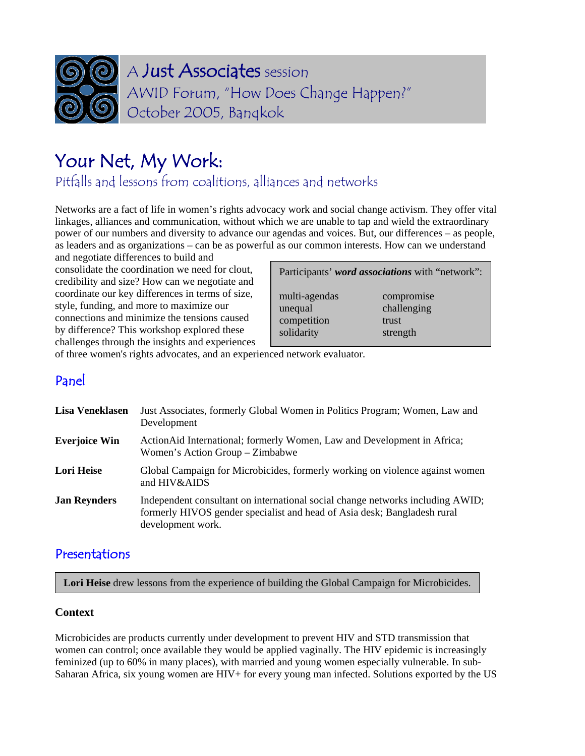A **Just Associates** session
AWID Forum, "How Does Change Happen?"
October 2005, Bangkok

# Your Net, My Work:

## Pitfalls and lessons from coalitions, alliances and networks

Networks are a fact of life in women's rights advocacy work and social change activism. They offer vital linkages, alliances and communication, without which we are unable to tap and wield the extraordinary power of our numbers and diversity to advance our agendas and voices. But, our differences – as people, as leaders and as organizations – can be as powerful as our common interests. How can we understand and negotiate differences to build and consolidate the coordination we need for clout, credibility and size? How can we negotiate and coordinate our key differences in terms of size, style, funding, and more to maximize our connections and minimize the tensions caused by difference? This workshop explored these challenges through the insights and experiences of three women's rights advocates, and an experienced network evaluator.

> Participants' ***word associations*** with "network":
>
> | | |
> |---|---|
> | multi-agendas | compromise |
> | unequal | challenging |
> | competition | trust |
> | solidarity | strength |

## Panel

| | |
|---|---|
| **Lisa Veneklasen** | Just Associates, formerly Global Women in Politics Program; Women, Law and Development |
| **Everjoice Win** | ActionAid International; formerly Women, Law and Development in Africa; Women's Action Group – Zimbabwe |
| **Lori Heise** | Global Campaign for Microbicides, formerly working on violence against women and HIV&AIDS |
| **Jan Reynders** | Independent consultant on international social change networks including AWID; formerly HIVOS gender specialist and head of Asia desk; Bangladesh rural development work. |

## Presentations

**Lori Heise** drew lessons from the experience of building the Global Campaign for Microbicides.

### Context

Microbicides are products currently under development to prevent HIV and STD transmission that women can control; once available they would be applied vaginally. The HIV epidemic is increasingly feminized (up to 60% in many places), with married and young women especially vulnerable. In sub-Saharan Africa, six young women are HIV+ for every young man infected. Solutions exported by the US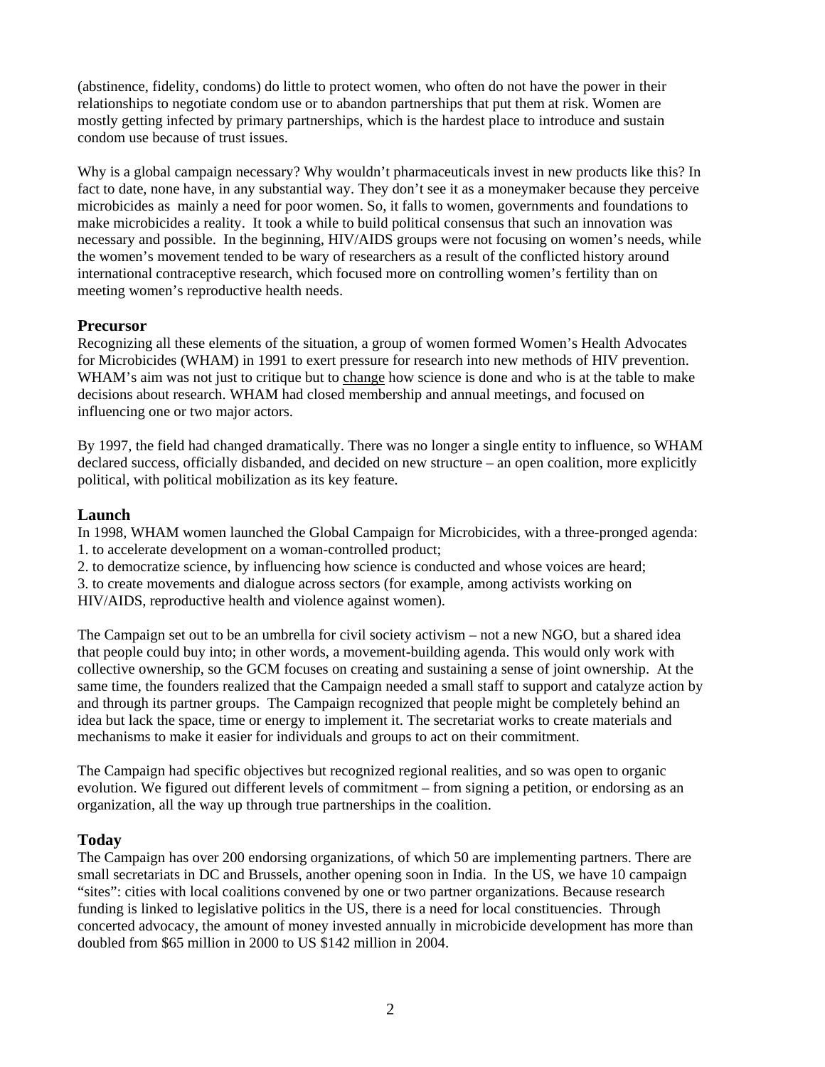(abstinence, fidelity, condoms) do little to protect women, who often do not have the power in their relationships to negotiate condom use or to abandon partnerships that put them at risk. Women are mostly getting infected by primary partnerships, which is the hardest place to introduce and sustain condom use because of trust issues.

Why is a global campaign necessary? Why wouldn't pharmaceuticals invest in new products like this? In fact to date, none have, in any substantial way. They don't see it as a moneymaker because they perceive microbicides as mainly a need for poor women. So, it falls to women, governments and foundations to make microbicides a reality. It took a while to build political consensus that such an innovation was necessary and possible. In the beginning, HIV/AIDS groups were not focusing on women's needs, while the women's movement tended to be wary of researchers as a result of the conflicted history around international contraceptive research, which focused more on controlling women's fertility than on meeting women's reproductive health needs.

## Precursor

Recognizing all these elements of the situation, a group of women formed Women's Health Advocates for Microbicides (WHAM) in 1991 to exert pressure for research into new methods of HIV prevention. WHAM's aim was not just to critique but to change how science is done and who is at the table to make decisions about research. WHAM had closed membership and annual meetings, and focused on influencing one or two major actors.

By 1997, the field had changed dramatically. There was no longer a single entity to influence, so WHAM declared success, officially disbanded, and decided on new structure – an open coalition, more explicitly political, with political mobilization as its key feature.

## Launch

In 1998, WHAM women launched the Global Campaign for Microbicides, with a three-pronged agenda:

1. to accelerate development on a woman-controlled product;
2. to democratize science, by influencing how science is conducted and whose voices are heard;
3. to create movements and dialogue across sectors (for example, among activists working on HIV/AIDS, reproductive health and violence against women).

The Campaign set out to be an umbrella for civil society activism – not a new NGO, but a shared idea that people could buy into; in other words, a movement-building agenda. This would only work with collective ownership, so the GCM focuses on creating and sustaining a sense of joint ownership. At the same time, the founders realized that the Campaign needed a small staff to support and catalyze action by and through its partner groups. The Campaign recognized that people might be completely behind an idea but lack the space, time or energy to implement it. The secretariat works to create materials and mechanisms to make it easier for individuals and groups to act on their commitment.

The Campaign had specific objectives but recognized regional realities, and so was open to organic evolution. We figured out different levels of commitment – from signing a petition, or endorsing as an organization, all the way up through true partnerships in the coalition.

## Today

The Campaign has over 200 endorsing organizations, of which 50 are implementing partners. There are small secretariats in DC and Brussels, another opening soon in India. In the US, we have 10 campaign "sites": cities with local coalitions convened by one or two partner organizations. Because research funding is linked to legislative politics in the US, there is a need for local constituencies. Through concerted advocacy, the amount of money invested annually in microbicide development has more than doubled from $65 million in 2000 to US $142 million in 2004.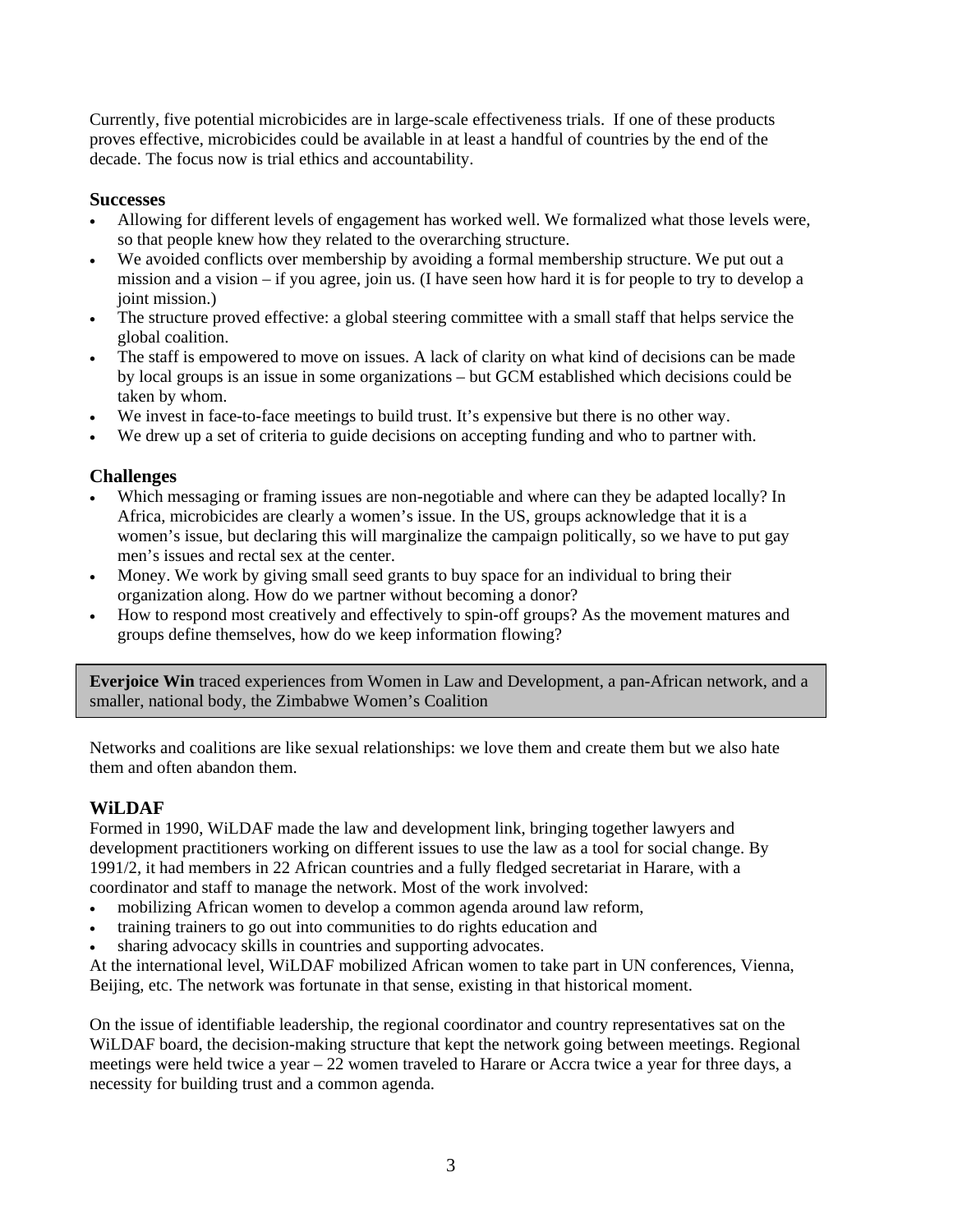Currently, five potential microbicides are in large-scale effectiveness trials. If one of these products proves effective, microbicides could be available in at least a handful of countries by the end of the decade. The focus now is trial ethics and accountability.

### Successes

- Allowing for different levels of engagement has worked well. We formalized what those levels were, so that people knew how they related to the overarching structure.
- We avoided conflicts over membership by avoiding a formal membership structure. We put out a mission and a vision – if you agree, join us. (I have seen how hard it is for people to try to develop a joint mission.)
- The structure proved effective: a global steering committee with a small staff that helps service the global coalition.
- The staff is empowered to move on issues. A lack of clarity on what kind of decisions can be made by local groups is an issue in some organizations – but GCM established which decisions could be taken by whom.
- We invest in face-to-face meetings to build trust. It's expensive but there is no other way.
- We drew up a set of criteria to guide decisions on accepting funding and who to partner with.

## Challenges

- Which messaging or framing issues are non-negotiable and where can they be adapted locally? In Africa, microbicides are clearly a women's issue. In the US, groups acknowledge that it is a women's issue, but declaring this will marginalize the campaign politically, so we have to put gay men's issues and rectal sex at the center.
- Money. We work by giving small seed grants to buy space for an individual to bring their organization along. How do we partner without becoming a donor?
- How to respond most creatively and effectively to spin-off groups? As the movement matures and groups define themselves, how do we keep information flowing?

**Everjoice Win** traced experiences from Women in Law and Development, a pan-African network, and a smaller, national body, the Zimbabwe Women's Coalition

Networks and coalitions are like sexual relationships: we love them and create them but we also hate them and often abandon them.

## WiLDAF

Formed in 1990, WiLDAF made the law and development link, bringing together lawyers and development practitioners working on different issues to use the law as a tool for social change. By 1991/2, it had members in 22 African countries and a fully fledged secretariat in Harare, with a coordinator and staff to manage the network. Most of the work involved:

- mobilizing African women to develop a common agenda around law reform,
- training trainers to go out into communities to do rights education and
- sharing advocacy skills in countries and supporting advocates.

At the international level, WiLDAF mobilized African women to take part in UN conferences, Vienna, Beijing, etc. The network was fortunate in that sense, existing in that historical moment.

On the issue of identifiable leadership, the regional coordinator and country representatives sat on the WiLDAF board, the decision-making structure that kept the network going between meetings. Regional meetings were held twice a year – 22 women traveled to Harare or Accra twice a year for three days, a necessity for building trust and a common agenda.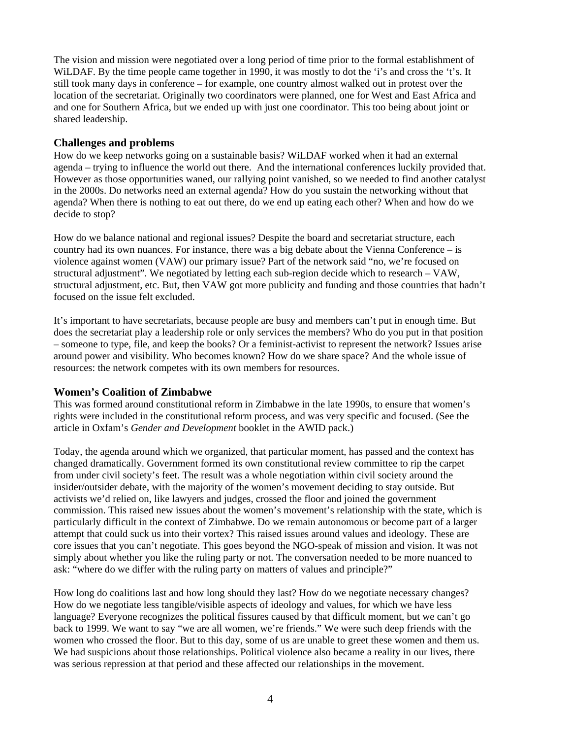The vision and mission were negotiated over a long period of time prior to the formal establishment of WiLDAF. By the time people came together in 1990, it was mostly to dot the 'i's and cross the 't's. It still took many days in conference – for example, one country almost walked out in protest over the location of the secretariat. Originally two coordinators were planned, one for West and East Africa and and one for Southern Africa, but we ended up with just one coordinator. This too being about joint or shared leadership.

### Challenges and problems

How do we keep networks going on a sustainable basis? WiLDAF worked when it had an external agenda – trying to influence the world out there. And the international conferences luckily provided that. However as those opportunities waned, our rallying point vanished, so we needed to find another catalyst in the 2000s. Do networks need an external agenda? How do you sustain the networking without that agenda? When there is nothing to eat out there, do we end up eating each other? When and how do we decide to stop?

How do we balance national and regional issues? Despite the board and secretariat structure, each country had its own nuances. For instance, there was a big debate about the Vienna Conference – is violence against women (VAW) our primary issue? Part of the network said "no, we're focused on structural adjustment". We negotiated by letting each sub-region decide which to research – VAW, structural adjustment, etc. But, then VAW got more publicity and funding and those countries that hadn't focused on the issue felt excluded.

It's important to have secretariats, because people are busy and members can't put in enough time. But does the secretariat play a leadership role or only services the members? Who do you put in that position – someone to type, file, and keep the books? Or a feminist-activist to represent the network? Issues arise around power and visibility. Who becomes known? How do we share space? And the whole issue of resources: the network competes with its own members for resources.

### Women's Coalition of Zimbabwe

This was formed around constitutional reform in Zimbabwe in the late 1990s, to ensure that women's rights were included in the constitutional reform process, and was very specific and focused. (See the article in Oxfam's *Gender and Development* booklet in the AWID pack.)

Today, the agenda around which we organized, that particular moment, has passed and the context has changed dramatically. Government formed its own constitutional review committee to rip the carpet from under civil society's feet. The result was a whole negotiation within civil society around the insider/outsider debate, with the majority of the women's movement deciding to stay outside. But activists we'd relied on, like lawyers and judges, crossed the floor and joined the government commission. This raised new issues about the women's movement's relationship with the state, which is particularly difficult in the context of Zimbabwe. Do we remain autonomous or become part of a larger attempt that could suck us into their vortex? This raised issues around values and ideology. These are core issues that you can't negotiate. This goes beyond the NGO-speak of mission and vision. It was not simply about whether you like the ruling party or not. The conversation needed to be more nuanced to ask: "where do we differ with the ruling party on matters of values and principle?"

How long do coalitions last and how long should they last? How do we negotiate necessary changes? How do we negotiate less tangible/visible aspects of ideology and values, for which we have less language? Everyone recognizes the political fissures caused by that difficult moment, but we can't go back to 1999. We want to say "we are all women, we're friends." We were such deep friends with the women who crossed the floor. But to this day, some of us are unable to greet these women and them us. We had suspicions about those relationships. Political violence also became a reality in our lives, there was serious repression at that period and these affected our relationships in the movement.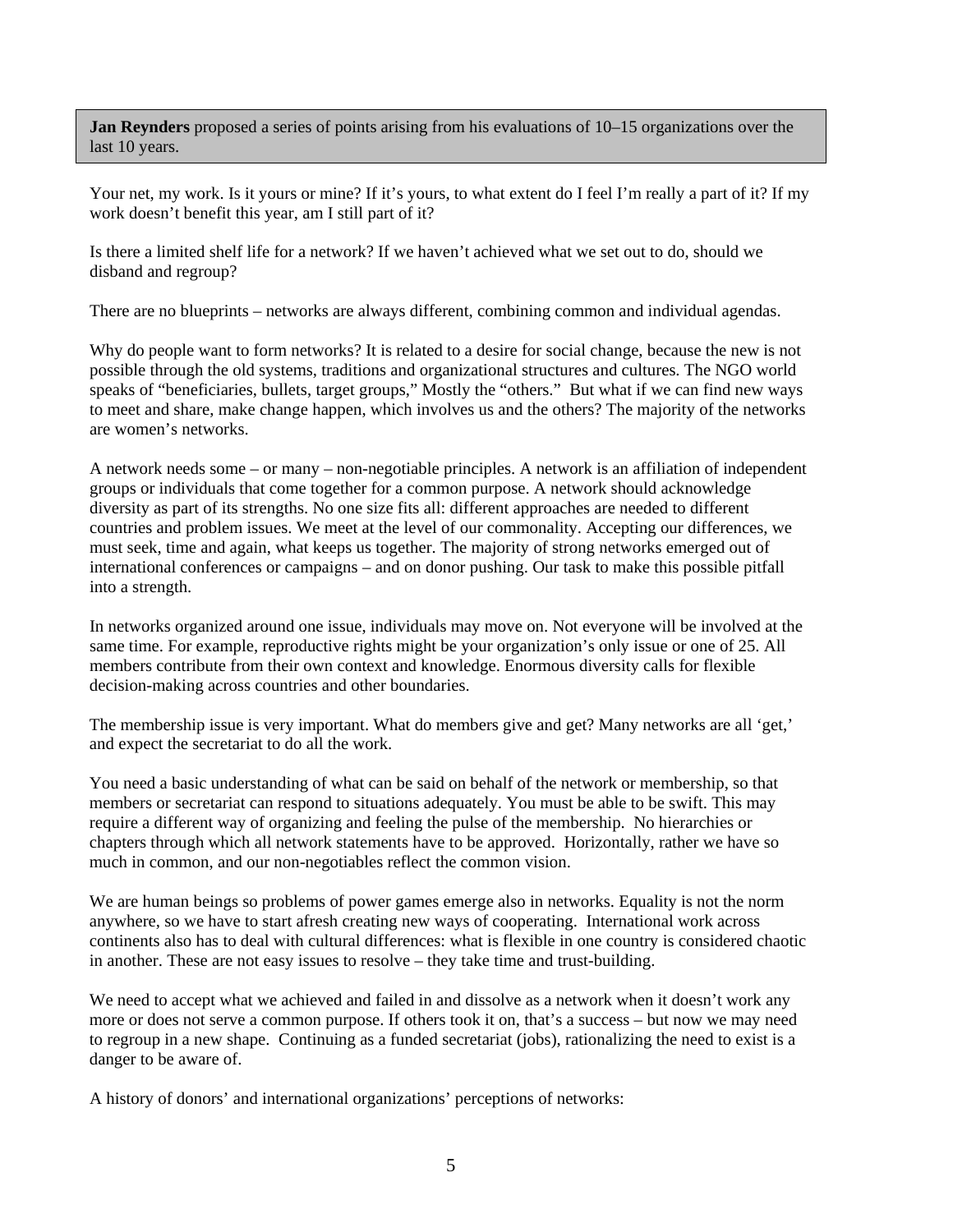**Jan Reynders** proposed a series of points arising from his evaluations of 10–15 organizations over the last 10 years.

Your net, my work. Is it yours or mine? If it's yours, to what extent do I feel I'm really a part of it? If my work doesn't benefit this year, am I still part of it?

Is there a limited shelf life for a network? If we haven't achieved what we set out to do, should we disband and regroup?

There are no blueprints – networks are always different, combining common and individual agendas.

Why do people want to form networks? It is related to a desire for social change, because the new is not possible through the old systems, traditions and organizational structures and cultures. The NGO world speaks of "beneficiaries, bullets, target groups," Mostly the "others." But what if we can find new ways to meet and share, make change happen, which involves us and the others? The majority of the networks are women's networks.

A network needs some – or many – non-negotiable principles. A network is an affiliation of independent groups or individuals that come together for a common purpose. A network should acknowledge diversity as part of its strengths. No one size fits all: different approaches are needed to different countries and problem issues. We meet at the level of our commonality. Accepting our differences, we must seek, time and again, what keeps us together. The majority of strong networks emerged out of international conferences or campaigns – and on donor pushing. Our task to make this possible pitfall into a strength.

In networks organized around one issue, individuals may move on. Not everyone will be involved at the same time. For example, reproductive rights might be your organization's only issue or one of 25. All members contribute from their own context and knowledge. Enormous diversity calls for flexible decision-making across countries and other boundaries.

The membership issue is very important. What do members give and get? Many networks are all 'get,' and expect the secretariat to do all the work.

You need a basic understanding of what can be said on behalf of the network or membership, so that members or secretariat can respond to situations adequately. You must be able to be swift. This may require a different way of organizing and feeling the pulse of the membership. No hierarchies or chapters through which all network statements have to be approved. Horizontally, rather we have so much in common, and our non-negotiables reflect the common vision.

We are human beings so problems of power games emerge also in networks. Equality is not the norm anywhere, so we have to start afresh creating new ways of cooperating. International work across continents also has to deal with cultural differences: what is flexible in one country is considered chaotic in another. These are not easy issues to resolve – they take time and trust-building.

We need to accept what we achieved and failed in and dissolve as a network when it doesn't work any more or does not serve a common purpose. If others took it on, that's a success – but now we may need to regroup in a new shape. Continuing as a funded secretariat (jobs), rationalizing the need to exist is a danger to be aware of.

A history of donors' and international organizations' perceptions of networks: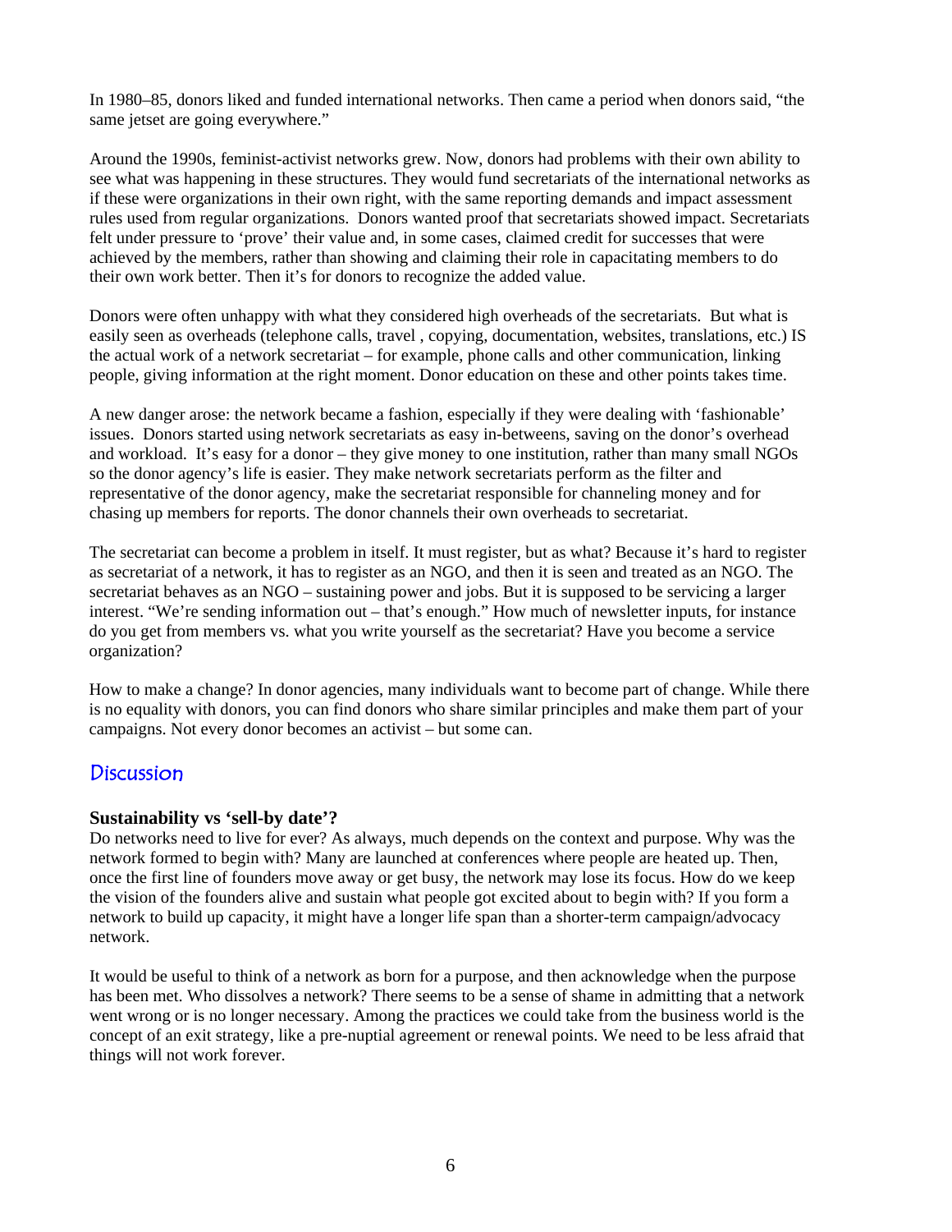In 1980–85, donors liked and funded international networks. Then came a period when donors said, "the same jetset are going everywhere."

Around the 1990s, feminist-activist networks grew. Now, donors had problems with their own ability to see what was happening in these structures. They would fund secretariats of the international networks as if these were organizations in their own right, with the same reporting demands and impact assessment rules used from regular organizations. Donors wanted proof that secretariats showed impact. Secretariats felt under pressure to 'prove' their value and, in some cases, claimed credit for successes that were achieved by the members, rather than showing and claiming their role in capacitating members to do their own work better. Then it's for donors to recognize the added value.

Donors were often unhappy with what they considered high overheads of the secretariats. But what is easily seen as overheads (telephone calls, travel , copying, documentation, websites, translations, etc.) IS the actual work of a network secretariat – for example, phone calls and other communication, linking people, giving information at the right moment. Donor education on these and other points takes time.

A new danger arose: the network became a fashion, especially if they were dealing with 'fashionable' issues. Donors started using network secretariats as easy in-betweens, saving on the donor's overhead and workload. It's easy for a donor – they give money to one institution, rather than many small NGOs so the donor agency's life is easier. They make network secretariats perform as the filter and representative of the donor agency, make the secretariat responsible for channeling money and for chasing up members for reports. The donor channels their own overheads to secretariat.

The secretariat can become a problem in itself. It must register, but as what? Because it's hard to register as secretariat of a network, it has to register as an NGO, and then it is seen and treated as an NGO. The secretariat behaves as an NGO – sustaining power and jobs. But it is supposed to be servicing a larger interest. "We're sending information out – that's enough." How much of newsletter inputs, for instance do you get from members vs. what you write yourself as the secretariat? Have you become a service organization?

How to make a change? In donor agencies, many individuals want to become part of change. While there is no equality with donors, you can find donors who share similar principles and make them part of your campaigns. Not every donor becomes an activist – but some can.

## Discussion

### Sustainability vs 'sell-by date'?

Do networks need to live for ever? As always, much depends on the context and purpose. Why was the network formed to begin with? Many are launched at conferences where people are heated up. Then, once the first line of founders move away or get busy, the network may lose its focus. How do we keep the vision of the founders alive and sustain what people got excited about to begin with? If you form a network to build up capacity, it might have a longer life span than a shorter-term campaign/advocacy network.

It would be useful to think of a network as born for a purpose, and then acknowledge when the purpose has been met. Who dissolves a network? There seems to be a sense of shame in admitting that a network went wrong or is no longer necessary. Among the practices we could take from the business world is the concept of an exit strategy, like a pre-nuptial agreement or renewal points. We need to be less afraid that things will not work forever.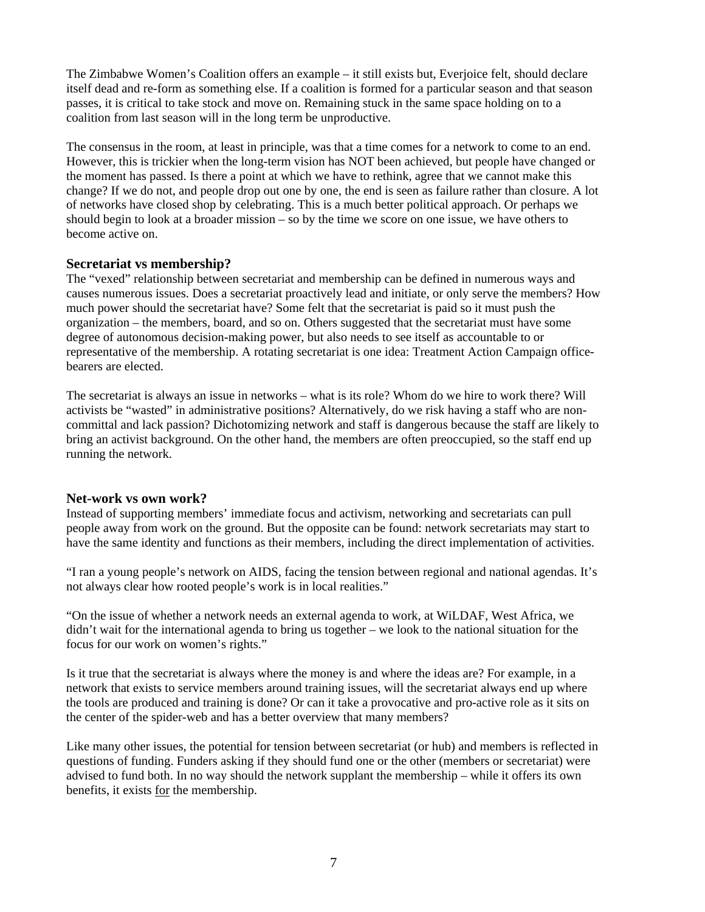The Zimbabwe Women's Coalition offers an example – it still exists but, Everjoice felt, should declare itself dead and re-form as something else. If a coalition is formed for a particular season and that season passes, it is critical to take stock and move on. Remaining stuck in the same space holding on to a coalition from last season will in the long term be unproductive.

The consensus in the room, at least in principle, was that a time comes for a network to come to an end. However, this is trickier when the long-term vision has NOT been achieved, but people have changed or the moment has passed. Is there a point at which we have to rethink, agree that we cannot make this change? If we do not, and people drop out one by one, the end is seen as failure rather than closure. A lot of networks have closed shop by celebrating. This is a much better political approach. Or perhaps we should begin to look at a broader mission – so by the time we score on one issue, we have others to become active on.

### Secretariat vs membership?

The "vexed" relationship between secretariat and membership can be defined in numerous ways and causes numerous issues. Does a secretariat proactively lead and initiate, or only serve the members? How much power should the secretariat have? Some felt that the secretariat is paid so it must push the organization – the members, board, and so on. Others suggested that the secretariat must have some degree of autonomous decision-making power, but also needs to see itself as accountable to or representative of the membership. A rotating secretariat is one idea: Treatment Action Campaign office-bearers are elected.

The secretariat is always an issue in networks – what is its role? Whom do we hire to work there? Will activists be "wasted" in administrative positions? Alternatively, do we risk having a staff who are non-committal and lack passion? Dichotomizing network and staff is dangerous because the staff are likely to bring an activist background. On the other hand, the members are often preoccupied, so the staff end up running the network.

### Net-work vs own work?

Instead of supporting members' immediate focus and activism, networking and secretariats can pull people away from work on the ground. But the opposite can be found: network secretariats may start to have the same identity and functions as their members, including the direct implementation of activities.

"I ran a young people's network on AIDS, facing the tension between regional and national agendas. It's not always clear how rooted people's work is in local realities."

"On the issue of whether a network needs an external agenda to work, at WiLDAF, West Africa, we didn't wait for the international agenda to bring us together – we look to the national situation for the focus for our work on women's rights."

Is it true that the secretariat is always where the money is and where the ideas are? For example, in a network that exists to service members around training issues, will the secretariat always end up where the tools are produced and training is done? Or can it take a provocative and pro-active role as it sits on the center of the spider-web and has a better overview that many members?

Like many other issues, the potential for tension between secretariat (or hub) and members is reflected in questions of funding. Funders asking if they should fund one or the other (members or secretariat) were advised to fund both. In no way should the network supplant the membership – while it offers its own benefits, it exists for the membership.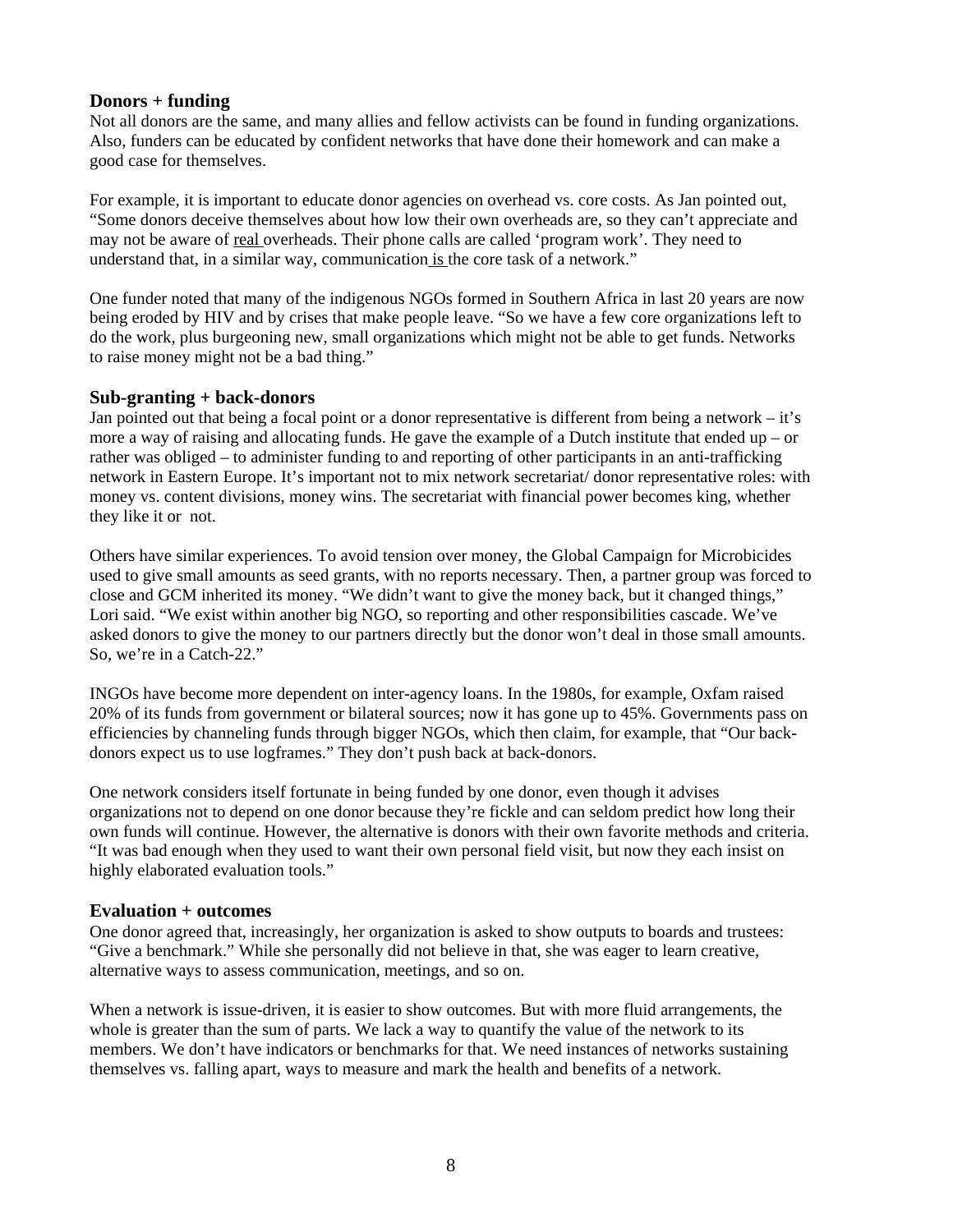### Donors + funding

Not all donors are the same, and many allies and fellow activists can be found in funding organizations. Also, funders can be educated by confident networks that have done their homework and can make a good case for themselves.

For example, it is important to educate donor agencies on overhead vs. core costs. As Jan pointed out, "Some donors deceive themselves about how low their own overheads are, so they can't appreciate and may not be aware of real overheads. Their phone calls are called 'program work'. They need to understand that, in a similar way, communication is the core task of a network."

One funder noted that many of the indigenous NGOs formed in Southern Africa in last 20 years are now being eroded by HIV and by crises that make people leave. "So we have a few core organizations left to do the work, plus burgeoning new, small organizations which might not be able to get funds. Networks to raise money might not be a bad thing."

### Sub-granting + back-donors

Jan pointed out that being a focal point or a donor representative is different from being a network – it's more a way of raising and allocating funds. He gave the example of a Dutch institute that ended up – or rather was obliged – to administer funding to and reporting of other participants in an anti-trafficking network in Eastern Europe. It's important not to mix network secretariat/ donor representative roles: with money vs. content divisions, money wins. The secretariat with financial power becomes king, whether they like it or not.

Others have similar experiences. To avoid tension over money, the Global Campaign for Microbicides used to give small amounts as seed grants, with no reports necessary. Then, a partner group was forced to close and GCM inherited its money. "We didn't want to give the money back, but it changed things," Lori said. "We exist within another big NGO, so reporting and other responsibilities cascade. We've asked donors to give the money to our partners directly but the donor won't deal in those small amounts. So, we're in a Catch-22."

INGOs have become more dependent on inter-agency loans. In the 1980s, for example, Oxfam raised 20% of its funds from government or bilateral sources; now it has gone up to 45%. Governments pass on efficiencies by channeling funds through bigger NGOs, which then claim, for example, that "Our back-donors expect us to use logframes." They don't push back at back-donors.

One network considers itself fortunate in being funded by one donor, even though it advises organizations not to depend on one donor because they're fickle and can seldom predict how long their own funds will continue. However, the alternative is donors with their own favorite methods and criteria. "It was bad enough when they used to want their own personal field visit, but now they each insist on highly elaborated evaluation tools."

### Evaluation + outcomes

One donor agreed that, increasingly, her organization is asked to show outputs to boards and trustees: "Give a benchmark." While she personally did not believe in that, she was eager to learn creative, alternative ways to assess communication, meetings, and so on.

When a network is issue-driven, it is easier to show outcomes. But with more fluid arrangements, the whole is greater than the sum of parts. We lack a way to quantify the value of the network to its members. We don't have indicators or benchmarks for that. We need instances of networks sustaining themselves vs. falling apart, ways to measure and mark the health and benefits of a network.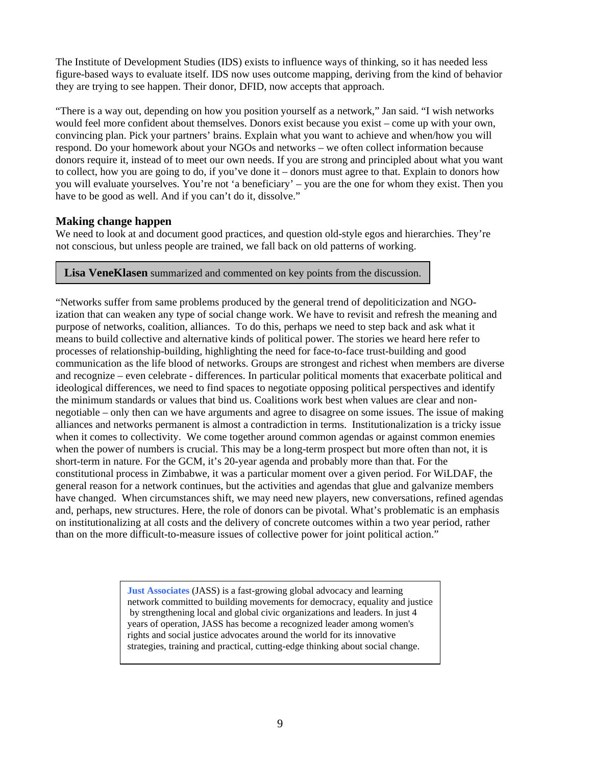The Institute of Development Studies (IDS) exists to influence ways of thinking, so it has needed less figure-based ways to evaluate itself. IDS now uses outcome mapping, deriving from the kind of behavior they are trying to see happen. Their donor, DFID, now accepts that approach.

"There is a way out, depending on how you position yourself as a network," Jan said. "I wish networks would feel more confident about themselves. Donors exist because you exist – come up with your own, convincing plan. Pick your partners' brains. Explain what you want to achieve and when/how you will respond. Do your homework about your NGOs and networks – we often collect information because donors require it, instead of to meet our own needs. If you are strong and principled about what you want to collect, how you are going to do, if you've done it – donors must agree to that. Explain to donors how you will evaluate yourselves. You're not 'a beneficiary' – you are the one for whom they exist. Then you have to be good as well. And if you can't do it, dissolve."

### Making change happen

We need to look at and document good practices, and question old-style egos and hierarchies. They're not conscious, but unless people are trained, we fall back on old patterns of working.

**Lisa VeneKlasen** summarized and commented on key points from the discussion.

"Networks suffer from same problems produced by the general trend of depoliticization and NGO-ization that can weaken any type of social change work. We have to revisit and refresh the meaning and purpose of networks, coalition, alliances. To do this, perhaps we need to step back and ask what it means to build collective and alternative kinds of political power. The stories we heard here refer to processes of relationship-building, highlighting the need for face-to-face trust-building and good communication as the life blood of networks. Groups are strongest and richest when members are diverse and recognize – even celebrate - differences. In particular political moments that exacerbate political and ideological differences, we need to find spaces to negotiate opposing political perspectives and identify the minimum standards or values that bind us. Coalitions work best when values are clear and non-negotiable – only then can we have arguments and agree to disagree on some issues. The issue of making alliances and networks permanent is almost a contradiction in terms. Institutionalization is a tricky issue when it comes to collectivity. We come together around common agendas or against common enemies when the power of numbers is crucial. This may be a long-term prospect but more often than not, it is short-term in nature. For the GCM, it's 20-year agenda and probably more than that. For the constitutional process in Zimbabwe, it was a particular moment over a given period. For WiLDAF, the general reason for a network continues, but the activities and agendas that glue and galvanize members have changed. When circumstances shift, we may need new players, new conversations, refined agendas and, perhaps, new structures. Here, the role of donors can be pivotal. What's problematic is an emphasis on institutionalizing at all costs and the delivery of concrete outcomes within a two year period, rather than on the more difficult-to-measure issues of collective power for joint political action."

**Just Associates** (JASS) is a fast-growing global advocacy and learning network committed to building movements for democracy, equality and justice by strengthening local and global civic organizations and leaders. In just 4 years of operation, JASS has become a recognized leader among women's rights and social justice advocates around the world for its innovative strategies, training and practical, cutting-edge thinking about social change.